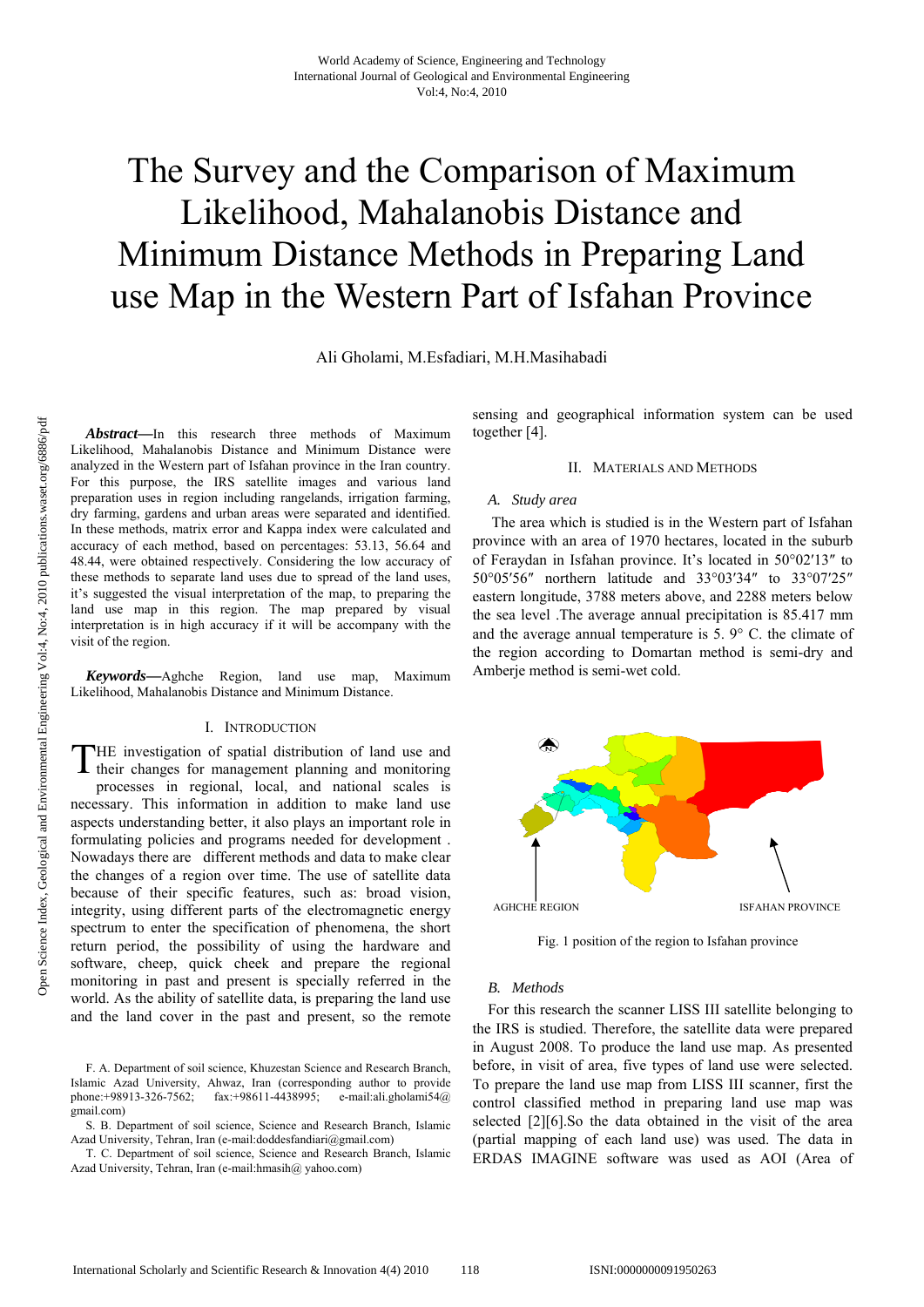# The Survey and the Comparison of Maximum Likelihood, Mahalanobis Distance and Minimum Distance Methods in Preparing Land use Map in the Western Part of Isfahan Province

Ali Gholami, M.Esfadiari, M.H.Masihabadi

***Abstract*—**In this research three methods of Maximum Likelihood, Mahalanobis Distance and Minimum Distance were analyzed in the Western part of Isfahan province in the Iran country. For this purpose, the IRS satellite images and various land preparation uses in region including rangelands, irrigation farming, dry farming, gardens and urban areas were separated and identified. In these methods, matrix error and Kappa index were calculated and accuracy of each method, based on percentages: 53.13, 56.64 and 48.44, were obtained respectively. Considering the low accuracy of these methods to separate land uses due to spread of the land uses, it's suggested the visual interpretation of the map, to preparing the land use map in this region. The map prepared by visual interpretation is in high accuracy if it will be accompany with the visit of the region.

***Keywords*—**Aghche Region, land use map, Maximum Likelihood, Mahalanobis Distance and Minimum Distance.

## I. Introduction

THE investigation of spatial distribution of land use and their changes for management planning and monitoring processes in regional, local, and national scales is necessary. This information in addition to make land use aspects understanding better, it also plays an important role in formulating policies and programs needed for development . Nowadays there are different methods and data to make clear the changes of a region over time. The use of satellite data because of their specific features, such as: broad vision, integrity, using different parts of the electromagnetic energy spectrum to enter the specification of phenomena, the short return period, the possibility of using the hardware and software, cheep, quick cheek and prepare the regional monitoring in past and present is specially referred in the world. As the ability of satellite data, is preparing the land use and the land cover in the past and present, so the remote sensing and geographical information system can be used together [4].

F. A. Department of soil science, Khuzestan Science and Research Branch, Islamic Azad University, Ahwaz, Iran (corresponding author to provide phone:+98913-326-7562; fax:+98611-4438995; e-mail:ali.gholami54@ gmail.com)

S. B. Department of soil science, Science and Research Branch, Islamic Azad University, Tehran, Iran (e-mail:doddesfandiari@gmail.com)

T. C. Department of soil science, Science and Research Branch, Islamic Azad University, Tehran, Iran (e-mail:hmasih@ yahoo.com)

## II. Materials and Methods

### A. Study area

The area which is studied is in the Western part of Isfahan province with an area of 1970 hectares, located in the suburb of Feraydan in Isfahan province. It's located in 50°02′13″ to 50°05′56″ northern latitude and 33°03′34″ to 33°07′25″ eastern longitude, 3788 meters above, and 2288 meters below the sea level .The average annual precipitation is 85.417 mm and the average annual temperature is 5. 9° C. the climate of the region according to Domartan method is semi-dry and Amberje method is semi-wet cold.

AGHCHE REGION ISFAHAN PROVINCE

Fig. 1 position of the region to Isfahan province

### B. Methods

For this research the scanner LISS III satellite belonging to the IRS is studied. Therefore, the satellite data were prepared in August 2008. To produce the land use map. As presented before, in visit of area, five types of land use were selected. To prepare the land use map from LISS III scanner, first the control classified method in preparing land use map was selected [2][6].So the data obtained in the visit of the area (partial mapping of each land use) was used. The data in ERDAS IMAGINE software was used as AOI (Area of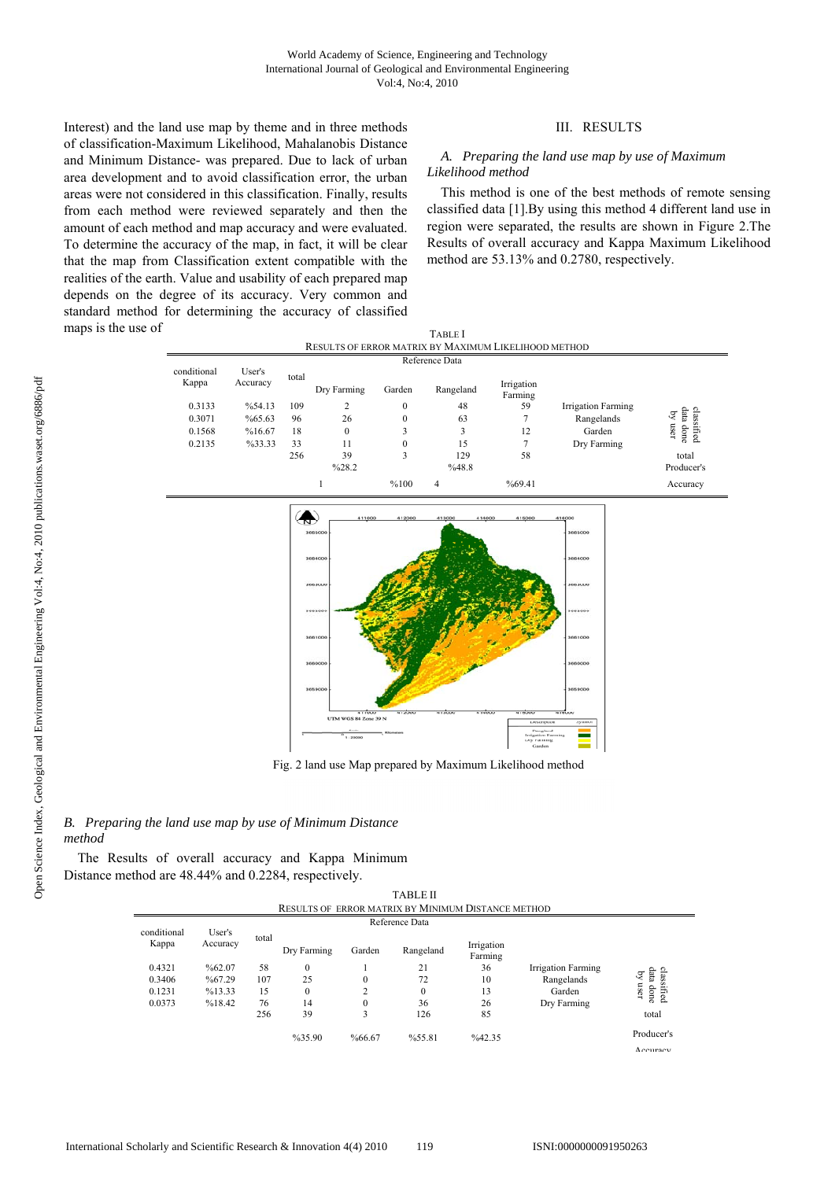Interest) and the land use map by theme and in three methods of classification-Maximum Likelihood, Mahalanobis Distance and Minimum Distance- was prepared. Due to lack of urban area development and to avoid classification error, the urban areas were not considered in this classification. Finally, results from each method were reviewed separately and then the amount of each method and map accuracy and were evaluated. To determine the accuracy of the map, in fact, it will be clear that the map from Classification extent compatible with the realities of the earth. Value and usability of each prepared map depends on the degree of its accuracy. Very common and standard method for determining the accuracy of classified maps is the use of

## III. RESULTS

### *A. Preparing the land use map by use of Maximum Likelihood method*

This method is one of the best methods of remote sensing classified data [1].By using this method 4 different land use in region were separated, the results are shown in Figure 2.The Results of overall accuracy and Kappa Maximum Likelihood method are 53.13% and 0.2780, respectively.

TABLE I
RESULTS OF ERROR MATRIX BY MAXIMUM LIKELIHOOD METHOD

| conditional Kappa | User's Accuracy | total | Dry Farming | Garden | Rangeland | Irrigation Farming | Reference Data | |
|---|---|---|---|---|---|---|---|---|
| 0.3133 | %54.13 | 109 | 2 | 0 | 48 | 59 | Irrigation Farming | classified data done by user |
| 0.3071 | %65.63 | 96 | 26 | 0 | 63 | 7 | Rangelands | |
| 0.1568 | %16.67 | 18 | 0 | 3 | 3 | 12 | Garden | |
| 0.2135 | %33.33 | 33 | 11 | 0 | 15 | 7 | Dry Farming | |
| | | 256 | 39 | 3 | 129 | 58 | | total |
| | | | %28.2 | %100 | %48.8 | %69.41 | | Producer's Accuracy |

Fig. 2 land use Map prepared by Maximum Likelihood method

### *B. Preparing the land use map by use of Minimum Distance method*

The Results of overall accuracy and Kappa Minimum Distance method are 48.44% and 0.2284, respectively.

TABLE II
RESULTS OF ERROR MATRIX BY MINIMUM DISTANCE METHOD

| conditional Kappa | User's Accuracy | total | Dry Farming | Garden | Rangeland | Irrigation Farming | Reference Data | |
|---|---|---|---|---|---|---|---|---|
| 0.4321 | %62.07 | 58 | 0 | 1 | 21 | 36 | Irrigation Farming | classified data done by user |
| 0.3406 | %67.29 | 107 | 25 | 0 | 72 | 10 | Rangelands | |
| 0.1231 | %13.33 | 15 | 0 | 2 | 0 | 13 | Garden | |
| 0.0373 | %18.42 | 76 | 14 | 0 | 36 | 26 | Dry Farming | |
| | | 256 | 39 | 3 | 126 | 85 | | total |
| | | | %35.90 | %66.67 | %55.81 | %42.35 | | Producer's Accuracy |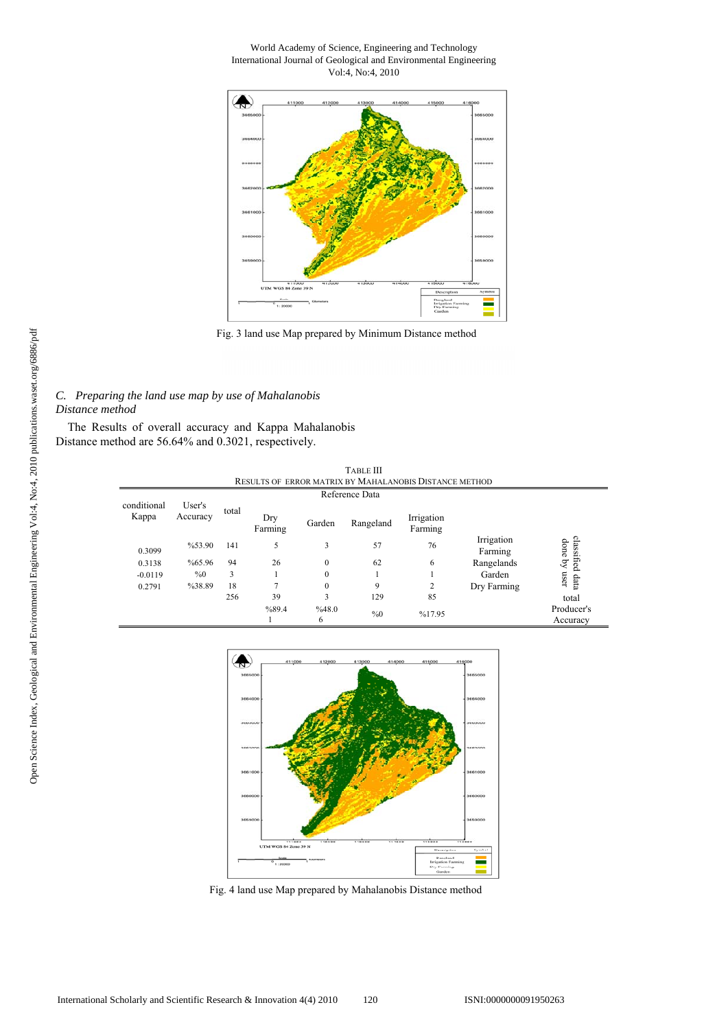Fig. 3 land use Map prepared by Minimum Distance method

*C. Preparing the land use map by use of Mahalanobis Distance method*

The Results of overall accuracy and Kappa Mahalanobis Distance method are 56.64% and 0.3021, respectively.

TABLE III
RESULTS OF ERROR MATRIX BY MAHALANOBIS DISTANCE METHOD

| conditional Kappa | User's Accuracy | total | Dry Farming | Garden | Rangeland | Irrigation Farming | | |
|---|---|---|---|---|---|---|---|---|
| | | | Reference Data | | | | | |
| 0.3099 | %53.90 | 141 | 5 | 3 | 57 | 76 | Irrigation Farming | classified data done by user |
| 0.3138 | %65.96 | 94 | 26 | 0 | 62 | 6 | Rangelands | |
| -0.0119 | %0 | 3 | 1 | 0 | 1 | 1 | Garden | |
| 0.2791 | %38.89 | 18 | 7 | 0 | 9 | 2 | Dry Farming | |
| | | 256 | 39 | 3 | 129 | 85 | | total |
| | | | %89.41 | %48.06 | %0 | %17.95 | | Producer's Accuracy |

Fig. 4 land use Map prepared by Mahalanobis Distance method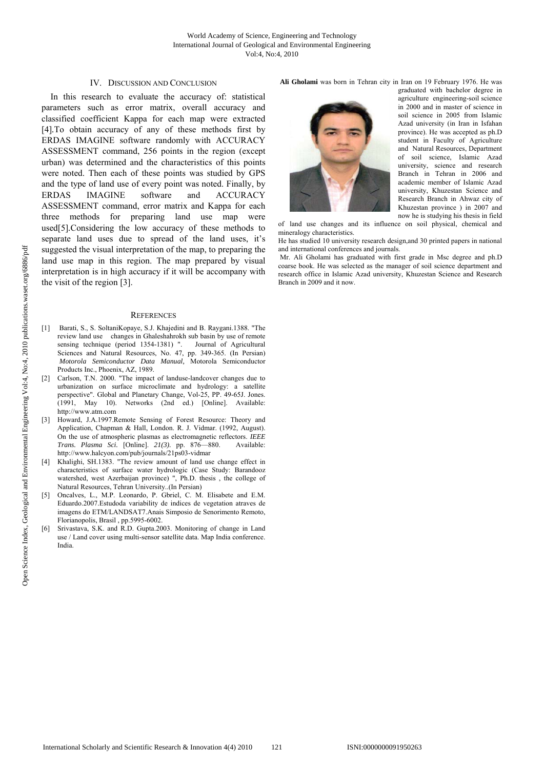## IV. Discussion and Conclusion

In this research to evaluate the accuracy of: statistical parameters such as error matrix, overall accuracy and classified coefficient Kappa for each map were extracted [4].To obtain accuracy of any of these methods first by ERDAS IMAGINE software randomly with ACCURACY ASSESSMENT command, 256 points in the region (except urban) was determined and the characteristics of this points were noted. Then each of these points was studied by GPS and the type of land use of every point was noted. Finally, by ERDAS IMAGINE software and ACCURACY ASSESSMENT command, error matrix and Kappa for each three methods for preparing land use map were used[5].Considering the low accuracy of these methods to separate land uses due to spread of the land uses, it's suggested the visual interpretation of the map, to preparing the land use map in this region. The map prepared by visual interpretation is in high accuracy if it will be accompany with the visit of the region [3].

## References

[1] Barati, S., S. SoltaniKopaye, S.J. Khajedini and B. Raygani.1388. "The review land use changes in Ghaleshahrokh sub basin by use of remote sensing technique (period 1354-1381) ". Journal of Agricultural Sciences and Natural Resources, No. 47, pp. 349-365. (In Persian) *Motorola Semiconductor Data Manual,* Motorola Semiconductor Products Inc., Phoenix, AZ, 1989.

[2] Carlson, T.N. 2000. "The impact of landuse-landcover changes due to urbanization on surface microclimate and hydrology: a satellite perspective". Global and Planetary Change, Vol-25, PP. 49-65J. Jones. (1991, May 10). Networks (2nd ed.) [Online]. Available: http://www.atm.com

[3] Howard, J.A.1997.Remote Sensing of Forest Resource: Theory and Application, Chapman & Hall, London. R. J. Vidmar. (1992, August). On the use of atmospheric plasmas as electromagnetic reflectors. *IEEE Trans. Plasma Sci.* [Online]. *21(3).* pp. 876—880. Available: http://www.halcyon.com/pub/journals/21ps03-vidmar

[4] Khalighi, SH.1383. "The review amount of land use change effect in characteristics of surface water hydrologic (Case Study: Barandooz watershed, west Azerbaijan province) ", Ph.D. thesis , the college of Natural Resources, Tehran University..(In Persian)

[5] Oncalves, L., M.P. Leonardo, P. Gbriel, C. M. Elisabete and E.M. Eduardo.2007.Estudoda variability de indices de vegetation atraves de imagens do ETM/LANDSAT7.Anais Simposio de Senorimento Remoto, Florianopolis, Brasil , pp.5995-6002.

[6] Srivastava, S.K. and R.D. Gupta.2003. Monitoring of change in Land use / Land cover using multi-sensor satellite data. Map India conference. India.

**Ali Gholami** was born in Tehran city in Iran on 19 February 1976. He was graduated with bachelor degree in agriculture engineering-soil science in 2000 and in master of science in soil science in 2005 from Islamic Azad university (in Iran in Isfahan province). He was accepted as ph.D student in Faculty of Agriculture and Natural Resources, Department of soil science, Islamic Azad university, science and research Branch in Tehran in 2006 and academic member of Islamic Azad university, Khuzestan Science and Research Branch in Ahwaz city of Khuzestan province ) in 2007 and now he is studying his thesis in field of land use changes and its influence on soil physical, chemical and mineralogy characteristics.

He has studied 10 university research design,and 30 printed papers in national and international conferences and journals.

Mr. Ali Gholami has graduated with first grade in Msc degree and ph.D coarse book. He was selected as the manager of soil science department and research office in Islamic Azad university, Khuzestan Science and Research Branch in 2009 and it now.